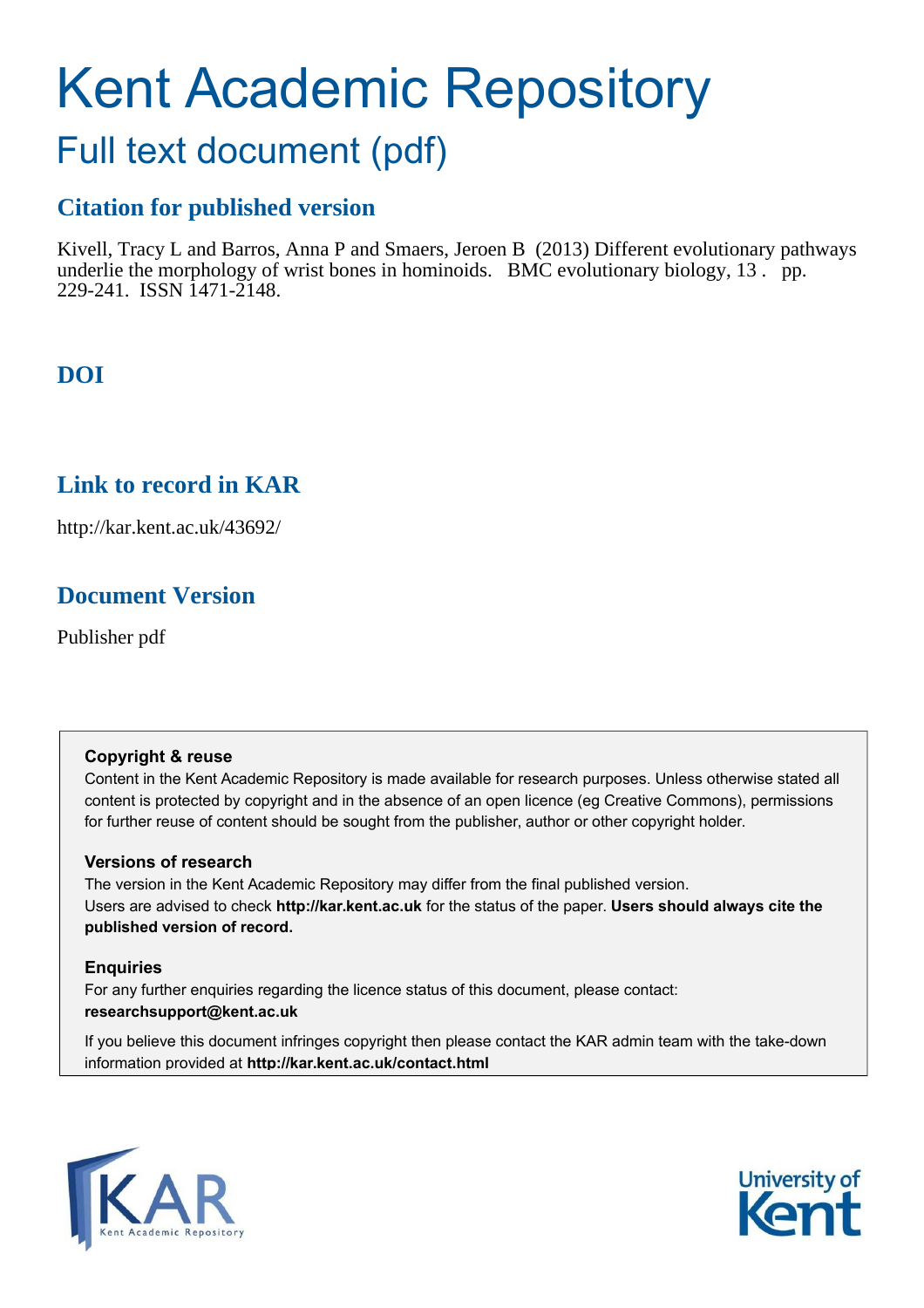# Kent Academic Repository

## Full text document (pdf)

### Citation for published version

Kivell, Tracy L and Barros, Anna P and Smaers, Jeroen B (2013) Different evolutionary pathways underlie the morphology of wrist bones in hominoids. BMC evolutionary biology, 13 . pp. 229-241. ISSN 1471-2148.

### DOI

### Link to record in KAR

http://kar.kent.ac.uk/43692/

### Document Version

Publisher pdf

**Copyright & reuse**

Content in the Kent Academic Repository is made available for research purposes. Unless otherwise stated all content is protected by copyright and in the absence of an open licence (eg Creative Commons), permissions for further reuse of content should be sought from the publisher, author or other copyright holder.

**Versions of research**

The version in the Kent Academic Repository may differ from the final published version. Users are advised to check **http://kar.kent.ac.uk** for the status of the paper. **Users should always cite the published version of record.**

**Enquiries**

For any further enquiries regarding the licence status of this document, please contact: **researchsupport@kent.ac.uk**

If you believe this document infringes copyright then please contact the KAR admin team with the take-down information provided at **http://kar.kent.ac.uk/contact.html**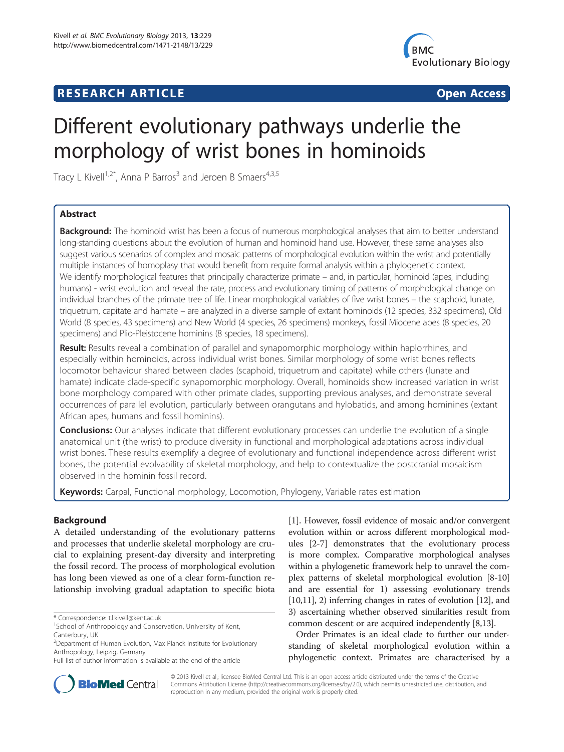# Different evolutionary pathways underlie the morphology of wrist bones in hominoids

Tracy L Kivell[1,2*], Anna P Barros[3] and Jeroen B Smaers[4,3,5]

## Abstract

**Background:** The hominoid wrist has been a focus of numerous morphological analyses that aim to better understand long-standing questions about the evolution of human and hominoid hand use. However, these same analyses also suggest various scenarios of complex and mosaic patterns of morphological evolution within the wrist and potentially multiple instances of homoplasy that would benefit from require formal analysis within a phylogenetic context. We identify morphological features that principally characterize primate – and, in particular, hominoid (apes, including humans) - wrist evolution and reveal the rate, process and evolutionary timing of patterns of morphological change on individual branches of the primate tree of life. Linear morphological variables of five wrist bones – the scaphoid, lunate, triquetrum, capitate and hamate – are analyzed in a diverse sample of extant hominoids (12 species, 332 specimens), Old World (8 species, 43 specimens) and New World (4 species, 26 specimens) monkeys, fossil Miocene apes (8 species, 20 specimens) and Plio-Pleistocene hominins (8 species, 18 specimens).

**Result:** Results reveal a combination of parallel and synapomorphic morphology within haplorrhines, and especially within hominoids, across individual wrist bones. Similar morphology of some wrist bones reflects locomotor behaviour shared between clades (scaphoid, triquetrum and capitate) while others (lunate and hamate) indicate clade-specific synapomorphic morphology. Overall, hominoids show increased variation in wrist bone morphology compared with other primate clades, supporting previous analyses, and demonstrate several occurrences of parallel evolution, particularly between orangutans and hylobatids, and among hominines (extant African apes, humans and fossil hominins).

**Conclusions:** Our analyses indicate that different evolutionary processes can underlie the evolution of a single anatomical unit (the wrist) to produce diversity in functional and morphological adaptations across individual wrist bones. These results exemplify a degree of evolutionary and functional independence across different wrist bones, the potential evolvability of skeletal morphology, and help to contextualize the postcranial mosaicism observed in the hominin fossil record.

**Keywords:** Carpal, Functional morphology, Locomotion, Phylogeny, Variable rates estimation

## Background

A detailed understanding of the evolutionary patterns and processes that underlie skeletal morphology are crucial to explaining present-day diversity and interpreting the fossil record. The process of morphological evolution has long been viewed as one of a clear form-function relationship involving gradual adaptation to specific biota [1]. However, fossil evidence of mosaic and/or convergent evolution within or across different morphological modules [2-7] demonstrates that the evolutionary process is more complex. Comparative morphological analyses within a phylogenetic framework help to unravel the complex patterns of skeletal morphological evolution [8-10] and are essential for 1) assessing evolutionary trends [10,11], 2) inferring changes in rates of evolution [12], and 3) ascertaining whether observed similarities result from common descent or are acquired independently [8,13].

Order Primates is an ideal clade to further our understanding of skeletal morphological evolution within a phylogenetic context. Primates are characterised by a

\* Correspondence: t.l.kivell@kent.ac.uk
[1]School of Anthropology and Conservation, University of Kent, Canterbury, UK
[2]Department of Human Evolution, Max Planck Institute for Evolutionary Anthropology, Leipzig, Germany
Full list of author information is available at the end of the article

© 2013 Kivell et al.; licensee BioMed Central Ltd. This is an open access article distributed under the terms of the Creative Commons Attribution License (http://creativecommons.org/licenses/by/2.0), which permits unrestricted use, distribution, and reproduction in any medium, provided the original work is properly cited.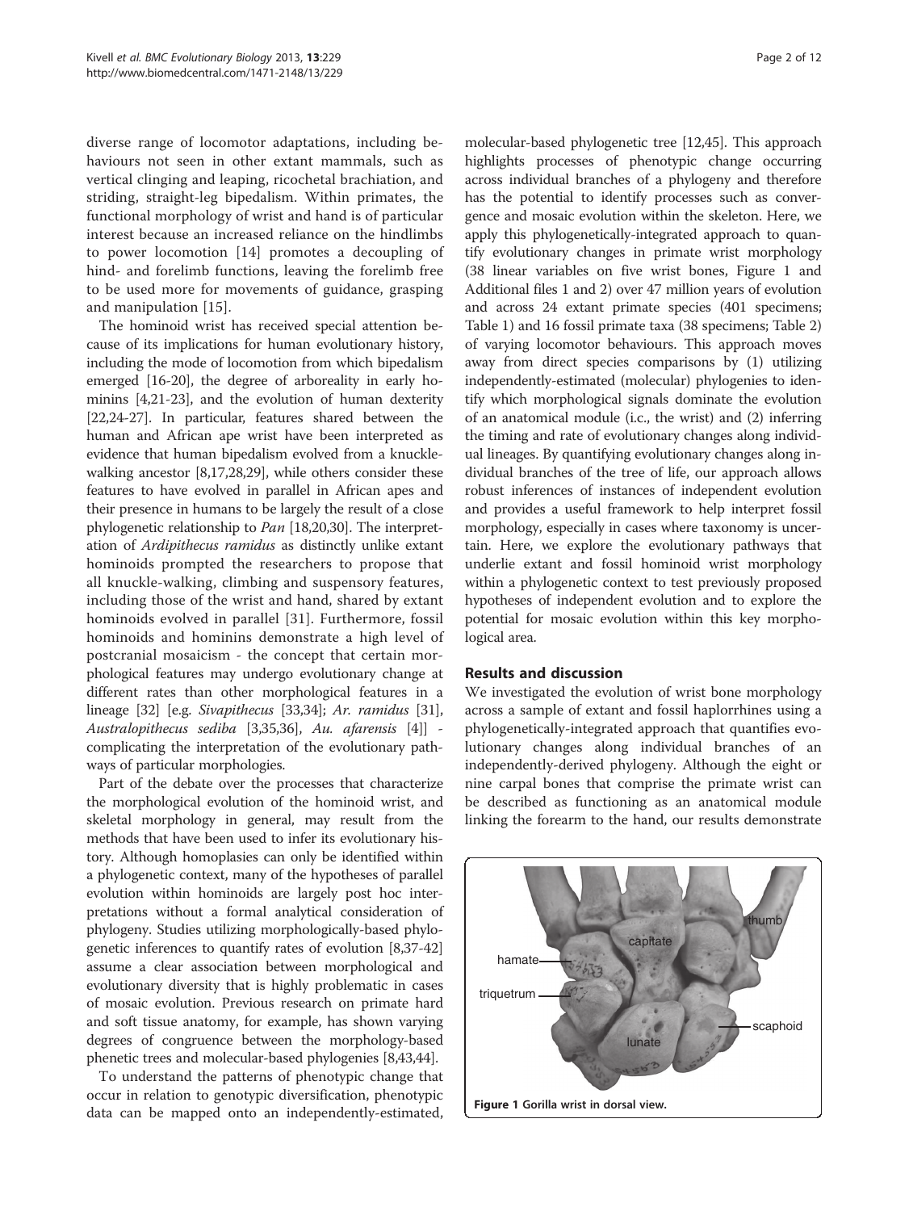diverse range of locomotor adaptations, including behaviours not seen in other extant mammals, such as vertical clinging and leaping, ricochetal brachiation, and striding, straight-leg bipedalism. Within primates, the functional morphology of wrist and hand is of particular interest because an increased reliance on the hindlimbs to power locomotion [14] promotes a decoupling of hind- and forelimb functions, leaving the forelimb free to be used more for movements of guidance, grasping and manipulation [15].

The hominoid wrist has received special attention because of its implications for human evolutionary history, including the mode of locomotion from which bipedalism emerged [16-20], the degree of arboreality in early hominins [4,21-23], and the evolution of human dexterity [22,24-27]. In particular, features shared between the human and African ape wrist have been interpreted as evidence that human bipedalism evolved from a knuckle-walking ancestor [8,17,28,29], while others consider these features to have evolved in parallel in African apes and their presence in humans to be largely the result of a close phylogenetic relationship to *Pan* [18,20,30]. The interpretation of *Ardipithecus ramidus* as distinctly unlike extant hominoids prompted the researchers to propose that all knuckle-walking, climbing and suspensory features, including those of the wrist and hand, shared by extant hominoids evolved in parallel [31]. Furthermore, fossil hominoids and hominins demonstrate a high level of postcranial mosaicism - the concept that certain morphological features may undergo evolutionary change at different rates than other morphological features in a lineage [32] [e.g. *Sivapithecus* [33,34]; *Ar. ramidus* [31], *Australopithecus sediba* [3,35,36], *Au. afarensis* [4]] - complicating the interpretation of the evolutionary pathways of particular morphologies.

Part of the debate over the processes that characterize the morphological evolution of the hominoid wrist, and skeletal morphology in general, may result from the methods that have been used to infer its evolutionary history. Although homoplasies can only be identified within a phylogenetic context, many of the hypotheses of parallel evolution within hominoids are largely post hoc interpretations without a formal analytical consideration of phylogeny. Studies utilizing morphologically-based phylogenetic inferences to quantify rates of evolution [8,37-42] assume a clear association between morphological and evolutionary diversity that is highly problematic in cases of mosaic evolution. Previous research on primate hard and soft tissue anatomy, for example, has shown varying degrees of congruence between the morphology-based phenetic trees and molecular-based phylogenies [8,43,44].

To understand the patterns of phenotypic change that occur in relation to genotypic diversification, phenotypic data can be mapped onto an independently-estimated, molecular-based phylogenetic tree [12,45]. This approach highlights processes of phenotypic change occurring across individual branches of a phylogeny and therefore has the potential to identify processes such as convergence and mosaic evolution within the skeleton. Here, we apply this phylogenetically-integrated approach to quantify evolutionary changes in primate wrist morphology (38 linear variables on five wrist bones, Figure 1 and Additional files 1 and 2) over 47 million years of evolution and across 24 extant primate species (401 specimens; Table 1) and 16 fossil primate taxa (38 specimens; Table 2) of varying locomotor behaviours. This approach moves away from direct species comparisons by (1) utilizing independently-estimated (molecular) phylogenies to identify which morphological signals dominate the evolution of an anatomical module (i.e., the wrist) and (2) inferring the timing and rate of evolutionary changes along individual lineages. By quantifying evolutionary changes along individual branches of the tree of life, our approach allows robust inferences of instances of independent evolution and provides a useful framework to help interpret fossil morphology, especially in cases where taxonomy is uncertain. Here, we explore the evolutionary pathways that underlie extant and fossil hominoid wrist morphology within a phylogenetic context to test previously proposed hypotheses of independent evolution and to explore the potential for mosaic evolution within this key morphological area.

## Results and discussion

We investigated the evolution of wrist bone morphology across a sample of extant and fossil haplorrhines using a phylogenetically-integrated approach that quantifies evolutionary changes along individual branches of an independently-derived phylogeny. Although the eight or nine carpal bones that comprise the primate wrist can be described as functioning as an anatomical module linking the forearm to the hand, our results demonstrate

**Figure 1** Gorilla wrist in dorsal view.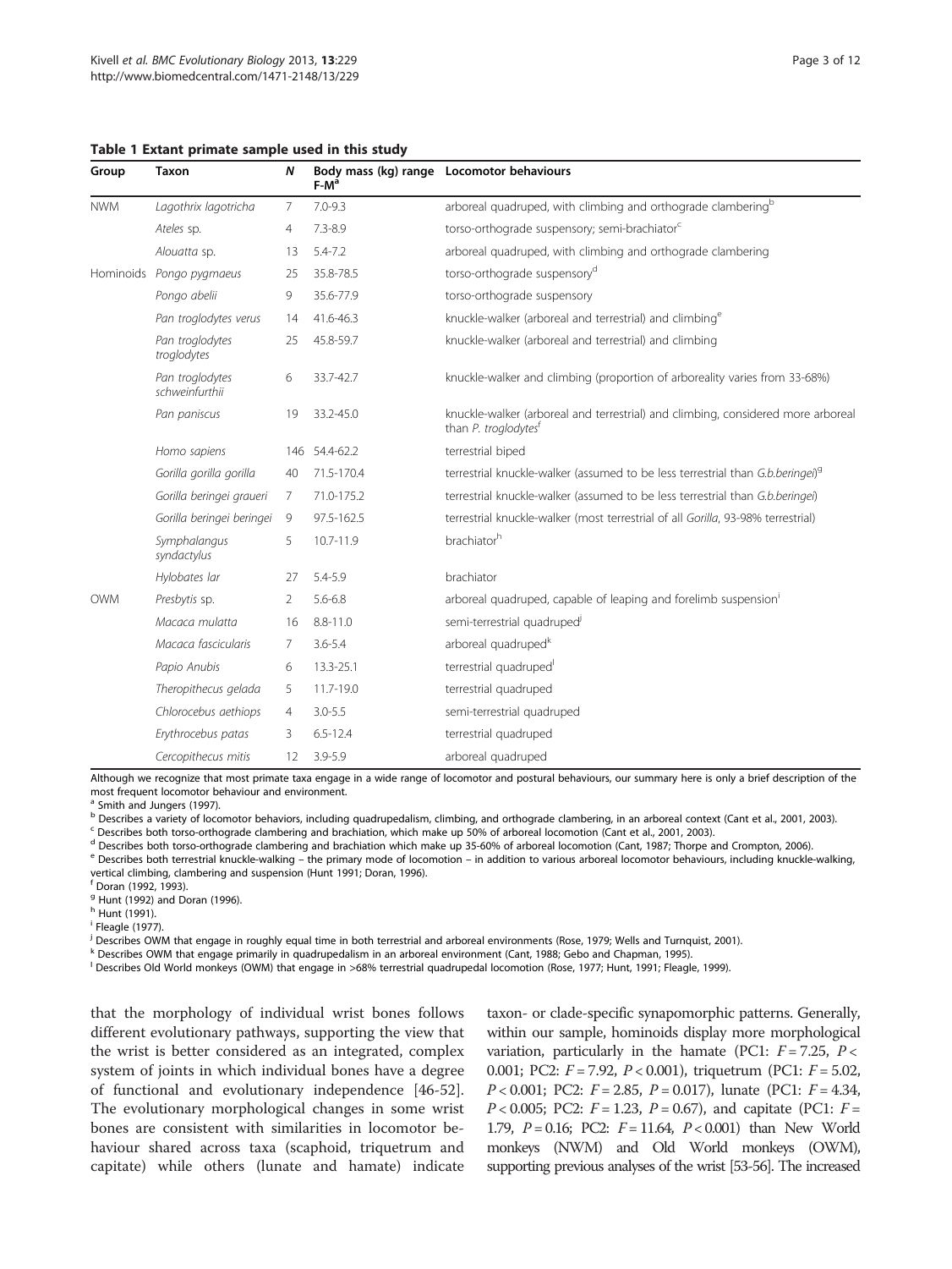**Table 1 Extant primate sample used in this study**

| Group | Taxon | N | Body mass (kg) range F-M[a] | Locomotor behaviours |
|---|---|---|---|---|
| NWM | *Lagothrix lagotricha* | 7 | 7.0-9.3 | arboreal quadruped, with climbing and orthograde clambering[b] |
| | *Ateles* sp. | 4 | 7.3-8.9 | torso-orthograde suspensory; semi-brachiator[c] |
| | *Alouatta* sp. | 13 | 5.4-7.2 | arboreal quadruped, with climbing and orthograde clambering |
| Hominoids | *Pongo pygmaeus* | 25 | 35.8-78.5 | torso-orthograde suspensory[d] |
| | *Pongo abelii* | 9 | 35.6-77.9 | torso-orthograde suspensory |
| | *Pan troglodytes verus* | 14 | 41.6-46.3 | knuckle-walker (arboreal and terrestrial) and climbing[e] |
| | *Pan troglodytes troglodytes* | 25 | 45.8-59.7 | knuckle-walker (arboreal and terrestrial) and climbing |
| | *Pan troglodytes schweinfurthii* | 6 | 33.7-42.7 | knuckle-walker and climbing (proportion of arboreality varies from 33-68%) |
| | *Pan paniscus* | 19 | 33.2-45.0 | knuckle-walker (arboreal and terrestrial) and climbing, considered more arboreal than *P. troglodytes*[f] |
| | *Homo sapiens* | 146 | 54.4-62.2 | terrestrial biped |
| | *Gorilla gorilla gorilla* | 40 | 71.5-170.4 | terrestrial knuckle-walker (assumed to be less terrestrial than *G.b.beringei*)[g] |
| | *Gorilla beringei graueri* | 7 | 71.0-175.2 | terrestrial knuckle-walker (assumed to be less terrestrial than *G.b.beringei*) |
| | *Gorilla beringei beringei* | 9 | 97.5-162.5 | terrestrial knuckle-walker (most terrestrial of all *Gorilla*, 93-98% terrestrial) |
| | *Symphalangus syndactylus* | 5 | 10.7-11.9 | brachiator[h] |
| | *Hylobates lar* | 27 | 5.4-5.9 | brachiator |
| OWM | *Presbytis* sp. | 2 | 5.6-6.8 | arboreal quadruped, capable of leaping and forelimb suspension[i] |
| | *Macaca mulatta* | 16 | 8.8-11.0 | semi-terrestrial quadruped[j] |
| | *Macaca fascicularis* | 7 | 3.6-5.4 | arboreal quadruped[k] |
| | *Papio Anubis* | 6 | 13.3-25.1 | terrestrial quadruped[l] |
| | *Theropithecus gelada* | 5 | 11.7-19.0 | terrestrial quadruped |
| | *Chlorocebus aethiops* | 4 | 3.0-5.5 | semi-terrestrial quadruped |
| | *Erythrocebus patas* | 3 | 6.5-12.4 | terrestrial quadruped |
| | *Cercopithecus mitis* | 12 | 3.9-5.9 | arboreal quadruped |

Although we recognize that most primate taxa engage in a wide range of locomotor and postural behaviours, our summary here is only a brief description of the most frequent locomotor behaviour and environment.

[a] Smith and Jungers (1997).
[b] Describes a variety of locomotor behaviors, including quadrupedalism, climbing, and orthograde clambering, in an arboreal context (Cant et al., 2001, 2003).
[c] Describes both torso-orthograde clambering and brachiation, which make up 50% of arboreal locomotion (Cant et al., 2001, 2003).
[d] Describes both torso-orthograde clambering and brachiation which make up 35-60% of arboreal locomotion (Cant, 1987; Thorpe and Crompton, 2006).
[e] Describes both terrestrial knuckle-walking – the primary mode of locomotion – in addition to various arboreal locomotor behaviours, including knuckle-walking, vertical climbing, clambering and suspension (Hunt 1991; Doran, 1996).
[f] Doran (1992, 1993).
[g] Hunt (1992) and Doran (1996).
[h] Hunt (1991).
[i] Fleagle (1977).
[j] Describes OWM that engage in roughly equal time in both terrestrial and arboreal environments (Rose, 1979; Wells and Turnquist, 2001).
[k] Describes OWM that engage primarily in quadrupedalism in an arboreal environment (Cant, 1988; Gebo and Chapman, 1995).
[l] Describes Old World monkeys (OWM) that engage in >68% terrestrial quadrupedal locomotion (Rose, 1977; Hunt, 1991; Fleagle, 1999).

that the morphology of individual wrist bones follows different evolutionary pathways, supporting the view that the wrist is better considered as an integrated, complex system of joints in which individual bones have a degree of functional and evolutionary independence [46-52]. The evolutionary morphological changes in some wrist bones are consistent with similarities in locomotor behaviour shared across taxa (scaphoid, triquetrum and capitate) while others (lunate and hamate) indicate taxon- or clade-specific synapomorphic patterns. Generally, within our sample, hominoids display more morphological variation, particularly in the hamate (PC1: $F = 7.25$, $P < 0.001$; PC2: $F = 7.92$, $P < 0.001$), triquetrum (PC1: $F = 5.02$, $P < 0.001$; PC2: $F = 2.85$, $P = 0.017$), lunate (PC1: $F = 4.34$, $P < 0.005$; PC2: $F = 1.23$, $P = 0.67$), and capitate (PC1: $F = 1.79$, $P = 0.16$; PC2: $F = 11.64$, $P < 0.001$) than New World monkeys (NWM) and Old World monkeys (OWM), supporting previous analyses of the wrist [53-56]. The increased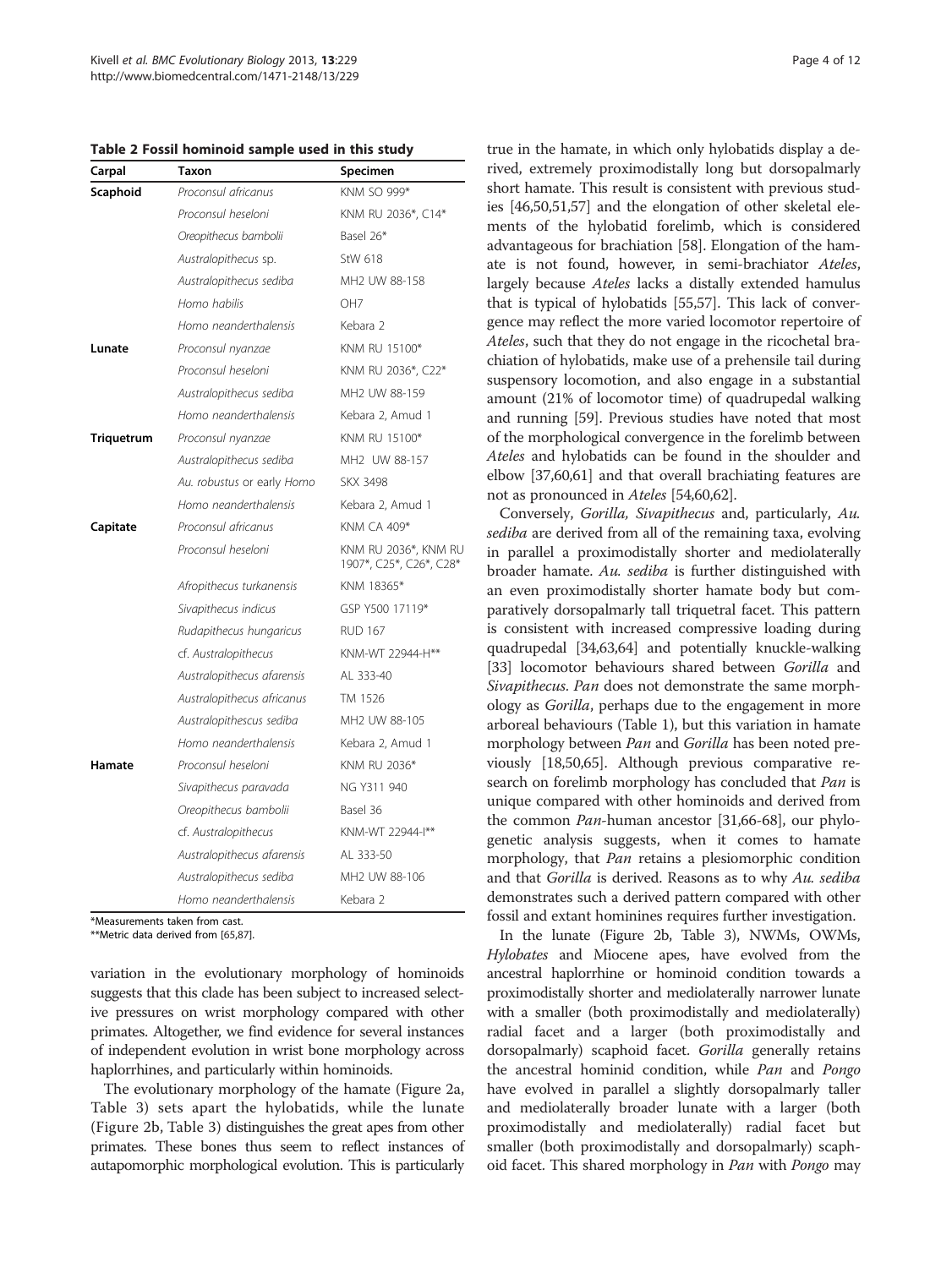**Table 2 Fossil hominoid sample used in this study**

| Carpal | Taxon | Specimen |
|---|---|---|
| **Scaphoid** | *Proconsul africanus* | KNM SO 999* |
| | *Proconsul heseloni* | KNM RU 2036*, C14* |
| | *Oreopithecus bambolii* | Basel 26* |
| | *Australopithecus* sp. | StW 618 |
| | *Australopithecus sediba* | MH2 UW 88-158 |
| | *Homo habilis* | OH7 |
| | *Homo neanderthalensis* | Kebara 2 |
| **Lunate** | *Proconsul nyanzae* | KNM RU 15100* |
| | *Proconsul heseloni* | KNM RU 2036*, C22* |
| | *Australopithecus sediba* | MH2 UW 88-159 |
| | *Homo neanderthalensis* | Kebara 2, Amud 1 |
| **Triquetrum** | *Proconsul nyanzae* | KNM RU 15100* |
| | *Australopithecus sediba* | MH2 UW 88-157 |
| | *Au. robustus* or early *Homo* | SKX 3498 |
| | *Homo neanderthalensis* | Kebara 2, Amud 1 |
| **Capitate** | *Proconsul africanus* | KNM CA 409* |
| | *Proconsul heseloni* | KNM RU 2036*, KNM RU 1907*, C25*, C26*, C28* |
| | *Afropithecus turkanensis* | KNM 18365* |
| | *Sivapithecus indicus* | GSP Y500 17119* |
| | *Rudapithecus hungaricus* | RUD 167 |
| | cf. *Australopithecus* | KNM-WT 22944-H** |
| | *Australopithecus afarensis* | AL 333-40 |
| | *Australopithecus africanus* | TM 1526 |
| | *Australopithescus sediba* | MH2 UW 88-105 |
| | *Homo neanderthalensis* | Kebara 2, Amud 1 |
| **Hamate** | *Proconsul heseloni* | KNM RU 2036* |
| | *Sivapithecus paravada* | NG Y311 940 |
| | *Oreopithecus bambolii* | Basel 36 |
| | cf. *Australopithecus* | KNM-WT 22944-I** |
| | *Australopithecus afarensis* | AL 333-50 |
| | *Australopithecus sediba* | MH2 UW 88-106 |
| | *Homo neanderthalensis* | Kebara 2 |

*Measurements taken from cast.
**Metric data derived from [65,87].

variation in the evolutionary morphology of hominoids suggests that this clade has been subject to increased selective pressures on wrist morphology compared with other primates. Altogether, we find evidence for several instances of independent evolution in wrist bone morphology across haplorrhines, and particularly within hominoids.

The evolutionary morphology of the hamate (Figure 2a, Table 3) sets apart the hylobatids, while the lunate (Figure 2b, Table 3) distinguishes the great apes from other primates. These bones thus seem to reflect instances of autapomorphic morphological evolution. This is particularly true in the hamate, in which only hylobatids display a derived, extremely proximodistally long but dorsopalmarly short hamate. This result is consistent with previous studies [46,50,51,57] and the elongation of other skeletal elements of the hylobatid forelimb, which is considered advantageous for brachiation [58]. Elongation of the hamate is not found, however, in semi-brachiator *Ateles*, largely because *Ateles* lacks a distally extended hamulus that is typical of hylobatids [55,57]. This lack of convergence may reflect the more varied locomotor repertoire of *Ateles*, such that they do not engage in the ricochetal brachiation of hylobatids, make use of a prehensile tail during suspensory locomotion, and also engage in a substantial amount (21% of locomotor time) of quadrupedal walking and running [59]. Previous studies have noted that most of the morphological convergence in the forelimb between *Ateles* and hylobatids can be found in the shoulder and elbow [37,60,61] and that overall brachiating features are not as pronounced in *Ateles* [54,60,62].

Conversely, *Gorilla, Sivapithecus* and, particularly, *Au. sediba* are derived from all of the remaining taxa, evolving in parallel a proximodistally shorter and mediolaterally broader hamate. *Au. sediba* is further distinguished with an even proximodistally shorter hamate body but comparatively dorsopalmarly tall triquetral facet. This pattern is consistent with increased compressive loading during quadrupedal [34,63,64] and potentially knuckle-walking [33] locomotor behaviours shared between *Gorilla* and *Sivapithecus*. *Pan* does not demonstrate the same morphology as *Gorilla*, perhaps due to the engagement in more arboreal behaviours (Table 1), but this variation in hamate morphology between *Pan* and *Gorilla* has been noted previously [18,50,65]. Although previous comparative research on forelimb morphology has concluded that *Pan* is unique compared with other hominoids and derived from the common *Pan*-human ancestor [31,66-68], our phylogenetic analysis suggests, when it comes to hamate morphology, that *Pan* retains a plesiomorphic condition and that *Gorilla* is derived. Reasons as to why *Au. sediba* demonstrates such a derived pattern compared with other fossil and extant hominines requires further investigation.

In the lunate (Figure 2b, Table 3), NWMs, OWMs, *Hylobates* and Miocene apes, have evolved from the ancestral haplorrhine or hominoid condition towards a proximodistally shorter and mediolaterally narrower lunate with a smaller (both proximodistally and mediolaterally) radial facet and a larger (both proximodistally and dorsopalmarly) scaphoid facet. *Gorilla* generally retains the ancestral hominid condition, while *Pan* and *Pongo* have evolved in parallel a slightly dorsopalmarly taller and mediolaterally broader lunate with a larger (both proximodistally and mediolaterally) radial facet but smaller (both proximodistally and dorsopalmarly) scaphoid facet. This shared morphology in *Pan* with *Pongo* may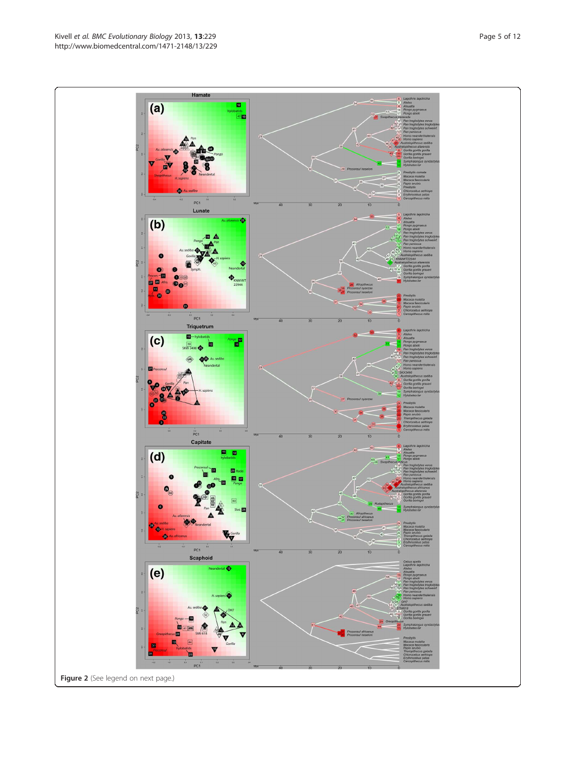**Figure 2** (See legend on next page.)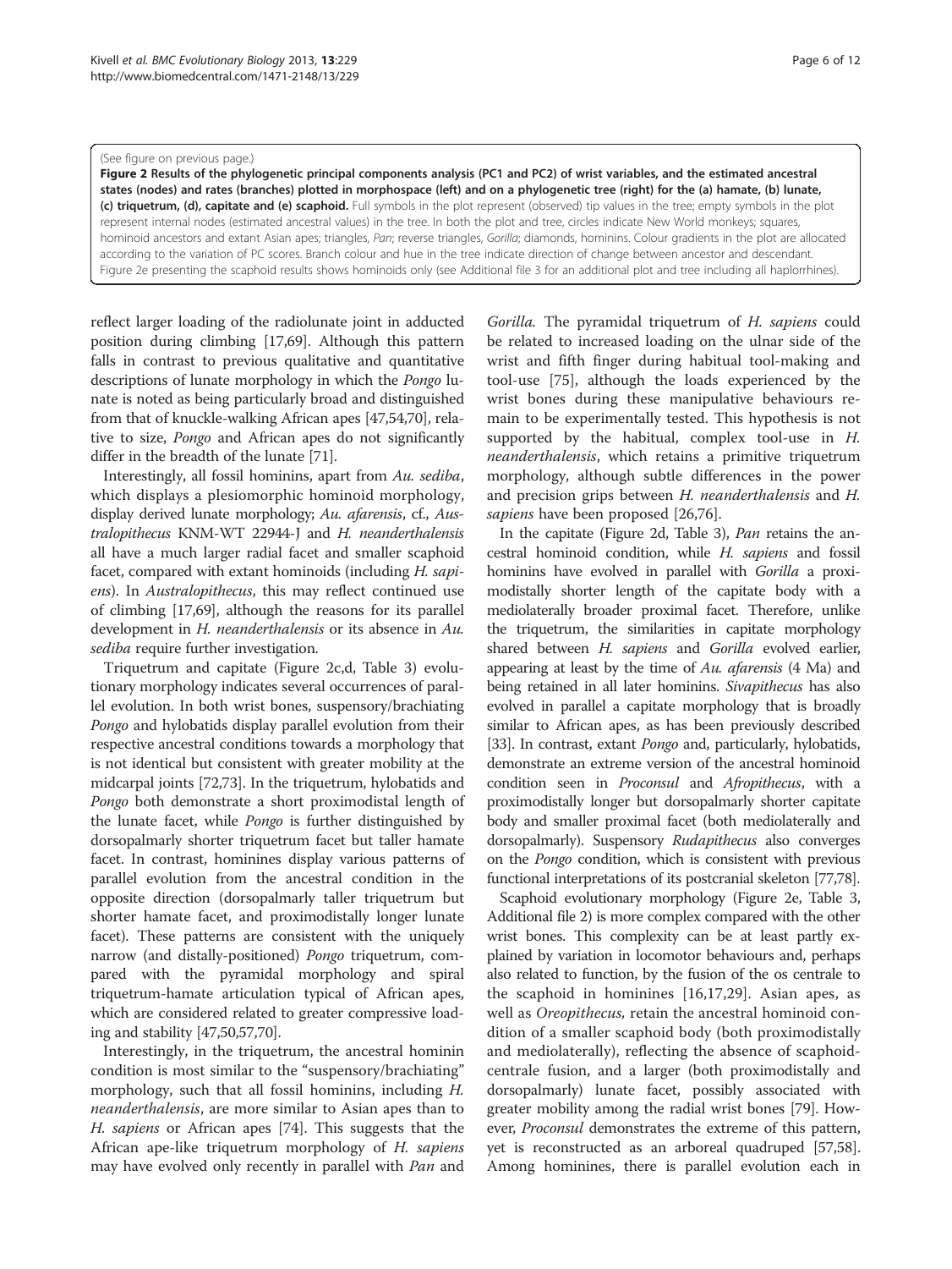(See figure on previous page.)

**Figure 2 Results of the phylogenetic principal components analysis (PC1 and PC2) of wrist variables, and the estimated ancestral states (nodes) and rates (branches) plotted in morphospace (left) and on a phylogenetic tree (right) for the (a) hamate, (b) lunate, (c) triquetrum, (d), capitate and (e) scaphoid.** Full symbols in the plot represent (observed) tip values in the tree; empty symbols in the plot represent internal nodes (estimated ancestral values) in the tree. In both the plot and tree, circles indicate New World monkeys; squares, hominoid ancestors and extant Asian apes; triangles, *Pan*; reverse triangles, *Gorilla*; diamonds, hominins. Colour gradients in the plot are allocated according to the variation of PC scores. Branch colour and hue in the tree indicate direction of change between ancestor and descendant. Figure 2e presenting the scaphoid results shows hominoids only (see Additional file 3 for an additional plot and tree including all haplorrhines).

reflect larger loading of the radiolunate joint in adducted position during climbing [17,69]. Although this pattern falls in contrast to previous qualitative and quantitative descriptions of lunate morphology in which the *Pongo* lunate is noted as being particularly broad and distinguished from that of knuckle-walking African apes [47,54,70], relative to size, *Pongo* and African apes do not significantly differ in the breadth of the lunate [71].

Interestingly, all fossil hominins, apart from *Au. sediba*, which displays a plesiomorphic hominoid morphology, display derived lunate morphology; *Au. afarensis*, cf., *Australopithecus* KNM-WT 22944-J and *H. neanderthalensis* all have a much larger radial facet and smaller scaphoid facet, compared with extant hominoids (including *H. sapiens*). In *Australopithecus*, this may reflect continued use of climbing [17,69], although the reasons for its parallel development in *H. neanderthalensis* or its absence in *Au. sediba* require further investigation.

Triquetrum and capitate (Figure 2c,d, Table 3) evolutionary morphology indicates several occurrences of parallel evolution. In both wrist bones, suspensory/brachiating *Pongo* and hylobatids display parallel evolution from their respective ancestral conditions towards a morphology that is not identical but consistent with greater mobility at the midcarpal joints [72,73]. In the triquetrum, hylobatids and *Pongo* both demonstrate a short proximodistal length of the lunate facet, while *Pongo* is further distinguished by dorsopalmarly shorter triquetrum facet but taller hamate facet. In contrast, hominines display various patterns of parallel evolution from the ancestral condition in the opposite direction (dorsopalmarly taller triquetrum but shorter hamate facet, and proximodistally longer lunate facet). These patterns are consistent with the uniquely narrow (and distally-positioned) *Pongo* triquetrum, compared with the pyramidal morphology and spiral triquetrum-hamate articulation typical of African apes, which are considered related to greater compressive loading and stability [47,50,57,70].

Interestingly, in the triquetrum, the ancestral hominin condition is most similar to the "suspensory/brachiating" morphology, such that all fossil hominins, including *H. neanderthalensis*, are more similar to Asian apes than to *H. sapiens* or African apes [74]. This suggests that the African ape-like triquetrum morphology of *H. sapiens* may have evolved only recently in parallel with *Pan* and *Gorilla*. The pyramidal triquetrum of *H. sapiens* could be related to increased loading on the ulnar side of the wrist and fifth finger during habitual tool-making and tool-use [75], although the loads experienced by the wrist bones during these manipulative behaviours remain to be experimentally tested. This hypothesis is not supported by the habitual, complex tool-use in *H. neanderthalensis*, which retains a primitive triquetrum morphology, although subtle differences in the power and precision grips between *H. neanderthalensis* and *H. sapiens* have been proposed [26,76].

In the capitate (Figure 2d, Table 3), *Pan* retains the ancestral hominoid condition, while *H. sapiens* and fossil hominins have evolved in parallel with *Gorilla* a proximodistally shorter length of the capitate body with a mediolaterally broader proximal facet. Therefore, unlike the triquetrum, the similarities in capitate morphology shared between *H. sapiens* and *Gorilla* evolved earlier, appearing at least by the time of *Au. afarensis* (4 Ma) and being retained in all later hominins. *Sivapithecus* has also evolved in parallel a capitate morphology that is broadly similar to African apes, as has been previously described [33]. In contrast, extant *Pongo* and, particularly, hylobatids, demonstrate an extreme version of the ancestral hominoid condition seen in *Proconsul* and *Afropithecus*, with a proximodistally longer but dorsopalmarly shorter capitate body and smaller proximal facet (both mediolaterally and dorsopalmarly). Suspensory *Rudapithecus* also converges on the *Pongo* condition, which is consistent with previous functional interpretations of its postcranial skeleton [77,78].

Scaphoid evolutionary morphology (Figure 2e, Table 3, Additional file 2) is more complex compared with the other wrist bones. This complexity can be at least partly explained by variation in locomotor behaviours and, perhaps also related to function, by the fusion of the os centrale to the scaphoid in hominines [16,17,29]. Asian apes, as well as *Oreopithecus*, retain the ancestral hominoid condition of a smaller scaphoid body (both proximodistally and mediolaterally), reflecting the absence of scaphoid-centrale fusion, and a larger (both proximodistally and dorsopalmarly) lunate facet, possibly associated with greater mobility among the radial wrist bones [79]. However, *Proconsul* demonstrates the extreme of this pattern, yet is reconstructed as an arboreal quadruped [57,58]. Among hominines, there is parallel evolution each in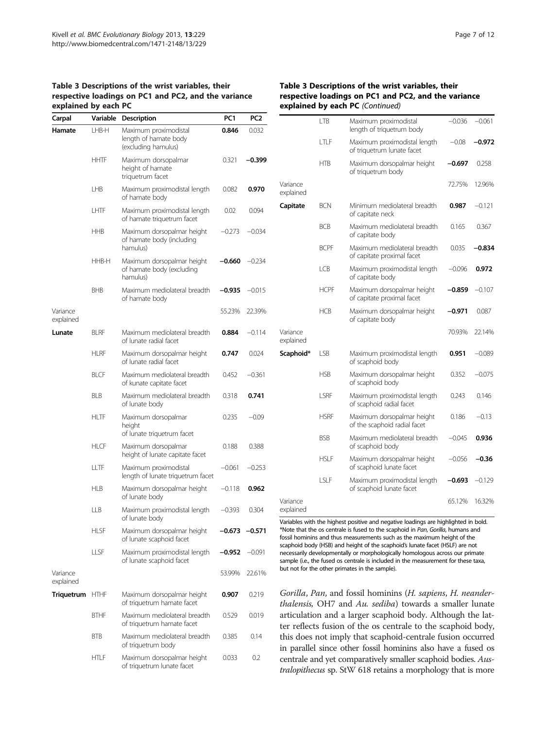**Table 3 Descriptions of the wrist variables, their respective loadings on PC1 and PC2, and the variance explained by each PC**

| Carpal | Variable | Description | PC1 | PC2 |
|---|---|---|---|---|
| **Hamate** | LHB-H | Maximum proximodistal length of hamate body (excluding hamulus) | **0.846** | 0.032 |
| | HHTF | Maximum dorsopalmar height of hamate triquetrum facet | 0.321 | **−0.399** |
| | LHB | Maximum proximodistal length of hamate body | 0.082 | **0.970** |
| | LHTF | Maximum proximodistal length of hamate triquetrum facet | 0.02 | 0.094 |
| | HHB | Maximum dorsopalmar height of hamate body (including hamulus) | −0.273 | −0.034 |
| | HHB-H | Maximum dorsopalmar height of hamate body (excluding hamulus) | **−0.660** | −0.234 |
| | BHB | Maximum mediolateral breadth of hamate body | **−0.935** | −0.015 |
| Variance explained | | | 55.23% | 22.39% |
| **Lunate** | BLRF | Maximum mediolateral breadth of lunate radial facet | **0.884** | −0.114 |
| | HLRF | Maximum dorsopalmar height of lunate radial facet | **0.747** | 0.024 |
| | BLCF | Maximum mediolateral breadth of kunate capitate facet | 0.452 | −0.361 |
| | BLB | Maximum mediolateral breadth of lunate body | 0.318 | **0.741** |
| | HLTF | Maximum dorsopalmar height of lunate triquetrum facet | 0.235 | −0.09 |
| | HLCF | Maximum dorsopalmar height of lunate capitate facet | 0.188 | 0.388 |
| | LLTF | Maximum proximodistal length of lunate triquetrum facet | −0.061 | −0.253 |
| | HLB | Maximum dorsopalmar height of lunate body | −0.118 | **0.962** |
| | LLB | Maximum proximodistal length of lunate body | −0.393 | 0.304 |
| | HLSF | Maximum dorsopalmar height of lunate scaphoid facet | **−0.673** | **−0.571** |
| | LLSF | Maximum proximodistal length of lunate scaphoid facet | **−0.952** | −0.091 |
| Variance explained | | | 53.99% | 22.61% |
| **Triquetrum** | HTHF | Maximum dorsopalmar height of triquetrum hamate facet | **0.907** | 0.219 |
| | BTHF | Maximum mediolateral breadth of triquetrum hamate facet | 0.529 | 0.019 |
| | BTB | Maximum mediolateral breadth of triquetrum body | 0.385 | 0.14 |
| | HTLF | Maximum dorsopalmar height of triquetrum lunate facet | 0.033 | 0.2 |
| | LTB | Maximum proximodistal length of triquetrum body | −0.036 | −0.061 |
| | LTLF | Maximum proximodistal length of triquetrum lunate facet | −0.08 | **−0.972** |
| | HTB | Maximum dorsopalmar height of triquetrum body | **−0.697** | 0.258 |
| Variance explained | | | 72.75% | 12.96% |
| **Capitate** | BCN | Minimum mediolateral breadth of capitate neck | **0.987** | −0.121 |
| | BCB | Maximum mediolateral breadth of capitate body | 0.165 | 0.367 |
| | BCPF | Maximum mediolateral breadth of capitate proximal facet | 0.035 | **−0.834** |
| | LCB | Maximum proximodistal length of capitate body | −0.096 | **0.972** |
| | HCPF | Maximum dorsopalmar height of capitate proximal facet | **−0.859** | −0.107 |
| | HCB | Maximum dorsopalmar height of capitate body | **−0.971** | 0.087 |
| Variance explained | | | 70.93% | 22.14% |
| **Scaphoid*** | LSB | Maximum proximodistal length of scaphoid body | **0.951** | −0.089 |
| | HSB | Maximum dorsopalmar height of scaphoid body | 0.352 | −0.075 |
| | LSRF | Maximum proximodistal length of scaphoid radial facet | 0.243 | 0.146 |
| | HSRF | Maximum dorsopalmar height of the scaphoid radial facet | 0.186 | −0.13 |
| | BSB | Maximum mediolateral breadth of scaphoid body | −0.045 | **0.936** |
| | HSLF | Maximum dorsopalmar height of scaphoid lunate facet | −0.056 | **−0.36** |
| | LSLF | Maximum proximodistal length of scaphoid lunate facet | **−0.693** | −0.129 |
| Variance explained | | | 65.12% | 16.32% |

Variables with the highest positive and negative loadings are highlighted in bold.
*Note that the os centrale is fused to the scaphoid in *Pan*, *Gorilla*, humans and fossil hominins and thus measurements such as the maximum height of the scaphoid body (HSB) and height of the scaphoid's lunate facet (HSLF) are not necessarily developmentally or morphologically homologous across our primate sample (i.e., the fused os centrale is included in the measurement for these taxa, but not for the other primates in the sample).

*Gorilla*, *Pan*, and fossil hominins (*H. sapiens*, *H. neanderthalensis,* OH7 and *Au. sediba*) towards a smaller lunate articulation and a larger scaphoid body. Although the latter reflects fusion of the os centrale to the scaphoid body, this does not imply that scaphoid-centrale fusion occurred in parallel since other fossil hominins also have a fused os centrale and yet comparatively smaller scaphoid bodies. *Australopithecus* sp. StW 618 retains a morphology that is more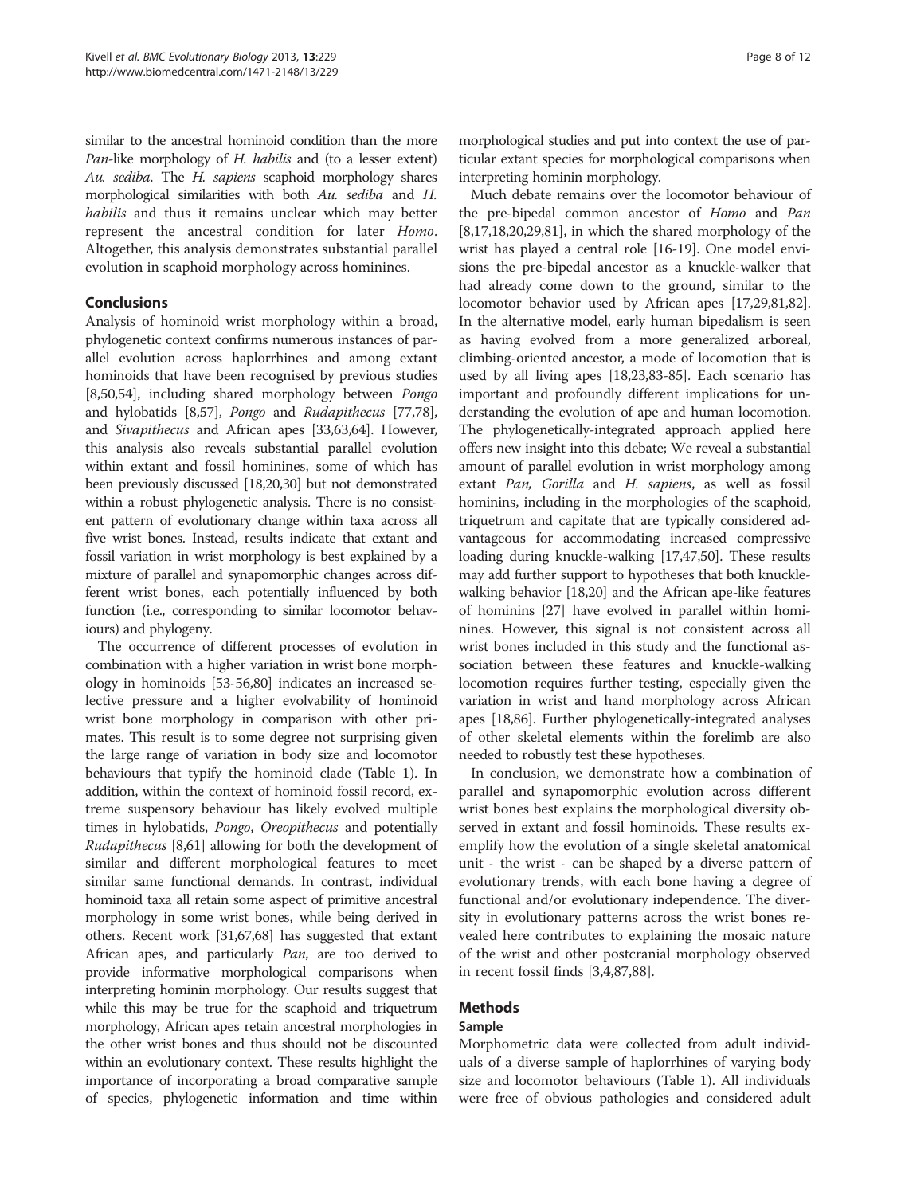similar to the ancestral hominoid condition than the more *Pan*-like morphology of *H. habilis* and (to a lesser extent) *Au. sediba*. The *H. sapiens* scaphoid morphology shares morphological similarities with both *Au. sediba* and *H. habilis* and thus it remains unclear which may better represent the ancestral condition for later *Homo*. Altogether, this analysis demonstrates substantial parallel evolution in scaphoid morphology across hominines.

## Conclusions

Analysis of hominoid wrist morphology within a broad, phylogenetic context confirms numerous instances of parallel evolution across haplorrhines and among extant hominoids that have been recognised by previous studies [8,50,54], including shared morphology between *Pongo* and hylobatids [8,57], *Pongo* and *Rudapithecus* [77,78], and *Sivapithecus* and African apes [33,63,64]. However, this analysis also reveals substantial parallel evolution within extant and fossil hominines, some of which has been previously discussed [18,20,30] but not demonstrated within a robust phylogenetic analysis. There is no consistent pattern of evolutionary change within taxa across all five wrist bones. Instead, results indicate that extant and fossil variation in wrist morphology is best explained by a mixture of parallel and synapomorphic changes across different wrist bones, each potentially influenced by both function (i.e., corresponding to similar locomotor behaviours) and phylogeny.

The occurrence of different processes of evolution in combination with a higher variation in wrist bone morphology in hominoids [53-56,80] indicates an increased selective pressure and a higher evolvability of hominoid wrist bone morphology in comparison with other primates. This result is to some degree not surprising given the large range of variation in body size and locomotor behaviours that typify the hominoid clade (Table 1). In addition, within the context of hominoid fossil record, extreme suspensory behaviour has likely evolved multiple times in hylobatids, *Pongo*, *Oreopithecus* and potentially *Rudapithecus* [8,61] allowing for both the development of similar and different morphological features to meet similar same functional demands. In contrast, individual hominoid taxa all retain some aspect of primitive ancestral morphology in some wrist bones, while being derived in others. Recent work [31,67,68] has suggested that extant African apes, and particularly *Pan*, are too derived to provide informative morphological comparisons when interpreting hominin morphology. Our results suggest that while this may be true for the scaphoid and triquetrum morphology, African apes retain ancestral morphologies in the other wrist bones and thus should not be discounted within an evolutionary context. These results highlight the importance of incorporating a broad comparative sample of species, phylogenetic information and time within morphological studies and put into context the use of particular extant species for morphological comparisons when interpreting hominin morphology.

Much debate remains over the locomotor behaviour of the pre-bipedal common ancestor of *Homo* and *Pan* [8,17,18,20,29,81], in which the shared morphology of the wrist has played a central role [16-19]. One model envisions the pre-bipedal ancestor as a knuckle-walker that had already come down to the ground, similar to the locomotor behavior used by African apes [17,29,81,82]. In the alternative model, early human bipedalism is seen as having evolved from a more generalized arboreal, climbing-oriented ancestor, a mode of locomotion that is used by all living apes [18,23,83-85]. Each scenario has important and profoundly different implications for understanding the evolution of ape and human locomotion. The phylogenetically-integrated approach applied here offers new insight into this debate; We reveal a substantial amount of parallel evolution in wrist morphology among extant *Pan, Gorilla* and *H. sapiens*, as well as fossil hominins, including in the morphologies of the scaphoid, triquetrum and capitate that are typically considered advantageous for accommodating increased compressive loading during knuckle-walking [17,47,50]. These results may add further support to hypotheses that both knuckle-walking behavior [18,20] and the African ape-like features of hominins [27] have evolved in parallel within hominines. However, this signal is not consistent across all wrist bones included in this study and the functional association between these features and knuckle-walking locomotion requires further testing, especially given the variation in wrist and hand morphology across African apes [18,86]. Further phylogenetically-integrated analyses of other skeletal elements within the forelimb are also needed to robustly test these hypotheses.

In conclusion, we demonstrate how a combination of parallel and synapomorphic evolution across different wrist bones best explains the morphological diversity observed in extant and fossil hominoids. These results exemplify how the evolution of a single skeletal anatomical unit - the wrist - can be shaped by a diverse pattern of evolutionary trends, with each bone having a degree of functional and/or evolutionary independence. The diversity in evolutionary patterns across the wrist bones revealed here contributes to explaining the mosaic nature of the wrist and other postcranial morphology observed in recent fossil finds [3,4,87,88].

## Methods

### Sample

Morphometric data were collected from adult individuals of a diverse sample of haplorrhines of varying body size and locomotor behaviours (Table 1). All individuals were free of obvious pathologies and considered adult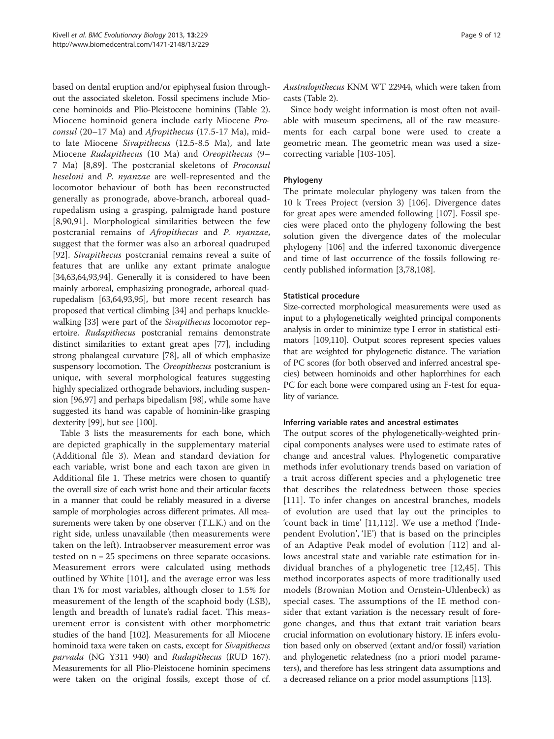based on dental eruption and/or epiphyseal fusion throughout the associated skeleton. Fossil specimens include Miocene hominoids and Plio-Pleistocene hominins (Table 2). Miocene hominoid genera include early Miocene *Proconsul* (20–17 Ma) and *Afropithecus* (17.5-17 Ma), mid- to late Miocene *Sivapithecus* (12.5-8.5 Ma), and late Miocene *Rudapithecus* (10 Ma) and *Oreopithecus* (9–7 Ma) [8,89]. The postcranial skeletons of *Proconsul heseloni* and *P. nyanzae* are well-represented and the locomotor behaviour of both has been reconstructed generally as pronograde, above-branch, arboreal quadrupedalism using a grasping, palmigrade hand posture [8,90,91]. Morphological similarities between the few postcranial remains of *Afropithecus* and *P. nyanzae*, suggest that the former was also an arboreal quadruped [92]. *Sivapithecus* postcranial remains reveal a suite of features that are unlike any extant primate analogue [34,63,64,93,94]. Generally it is considered to have been mainly arboreal, emphasizing pronograde, arboreal quadrupedalism [63,64,93,95], but more recent research has proposed that vertical climbing [34] and perhaps knuckle-walking [33] were part of the *Sivapithecus* locomotor repertoire. *Rudapithecus* postcranial remains demonstrate distinct similarities to extant great apes [77], including strong phalangeal curvature [78], all of which emphasize suspensory locomotion. The *Oreopithecus* postcranium is unique, with several morphological features suggesting highly specialized orthograde behaviors, including suspension [96,97] and perhaps bipedalism [98], while some have suggested its hand was capable of hominin-like grasping dexterity [99], but see [100].

Table 3 lists the measurements for each bone, which are depicted graphically in the supplementary material (Additional file 3). Mean and standard deviation for each variable, wrist bone and each taxon are given in Additional file 1. These metrics were chosen to quantify the overall size of each wrist bone and their articular facets in a manner that could be reliably measured in a diverse sample of morphologies across different primates. All measurements were taken by one observer (T.L.K.) and on the right side, unless unavailable (then measurements were taken on the left). Intraobserver measurement error was tested on n = 25 specimens on three separate occasions. Measurement errors were calculated using methods outlined by White [101], and the average error was less than 1% for most variables, although closer to 1.5% for measurement of the length of the scaphoid body (LSB), length and breadth of lunate's radial facet. This measurement error is consistent with other morphometric studies of the hand [102]. Measurements for all Miocene hominoid taxa were taken on casts, except for *Sivapithecus parvada* (NG Y311 940) and *Rudapithecus* (RUD 167). Measurements for all Plio-Pleistocene hominin specimens were taken on the original fossils, except those of cf. *Australopithecus* KNM WT 22944, which were taken from casts (Table 2).

Since body weight information is most often not available with museum specimens, all of the raw measurements for each carpal bone were used to create a geometric mean. The geometric mean was used a size-correcting variable [103-105].

### Phylogeny

The primate molecular phylogeny was taken from the 10 k Trees Project (version 3) [106]. Divergence dates for great apes were amended following [107]. Fossil species were placed onto the phylogeny following the best solution given the divergence dates of the molecular phylogeny [106] and the inferred taxonomic divergence and time of last occurrence of the fossils following recently published information [3,78,108].

### Statistical procedure

Size-corrected morphological measurements were used as input to a phylogenetically weighted principal components analysis in order to minimize type I error in statistical estimators [109,110]. Output scores represent species values that are weighted for phylogenetic distance. The variation of PC scores (for both observed and inferred ancestral species) between hominoids and other haplorrhines for each PC for each bone were compared using an F-test for equality of variance.

### Inferring variable rates and ancestral estimates

The output scores of the phylogenetically-weighted principal components analyses were used to estimate rates of change and ancestral values. Phylogenetic comparative methods infer evolutionary trends based on variation of a trait across different species and a phylogenetic tree that describes the relatedness between those species [111]. To infer changes on ancestral branches, models of evolution are used that lay out the principles to 'count back in time' [11,112]. We use a method ('Independent Evolution', 'IE') that is based on the principles of an Adaptive Peak model of evolution [112] and allows ancestral state and variable rate estimation for individual branches of a phylogenetic tree [12,45]. This method incorporates aspects of more traditionally used models (Brownian Motion and Ornstein-Uhlenbeck) as special cases. The assumptions of the IE method consider that extant variation is the necessary result of foregone changes, and thus that extant trait variation bears crucial information on evolutionary history. IE infers evolution based only on observed (extant and/or fossil) variation and phylogenetic relatedness (no a priori model parameters), and therefore has less stringent data assumptions and a decreased reliance on a prior model assumptions [113].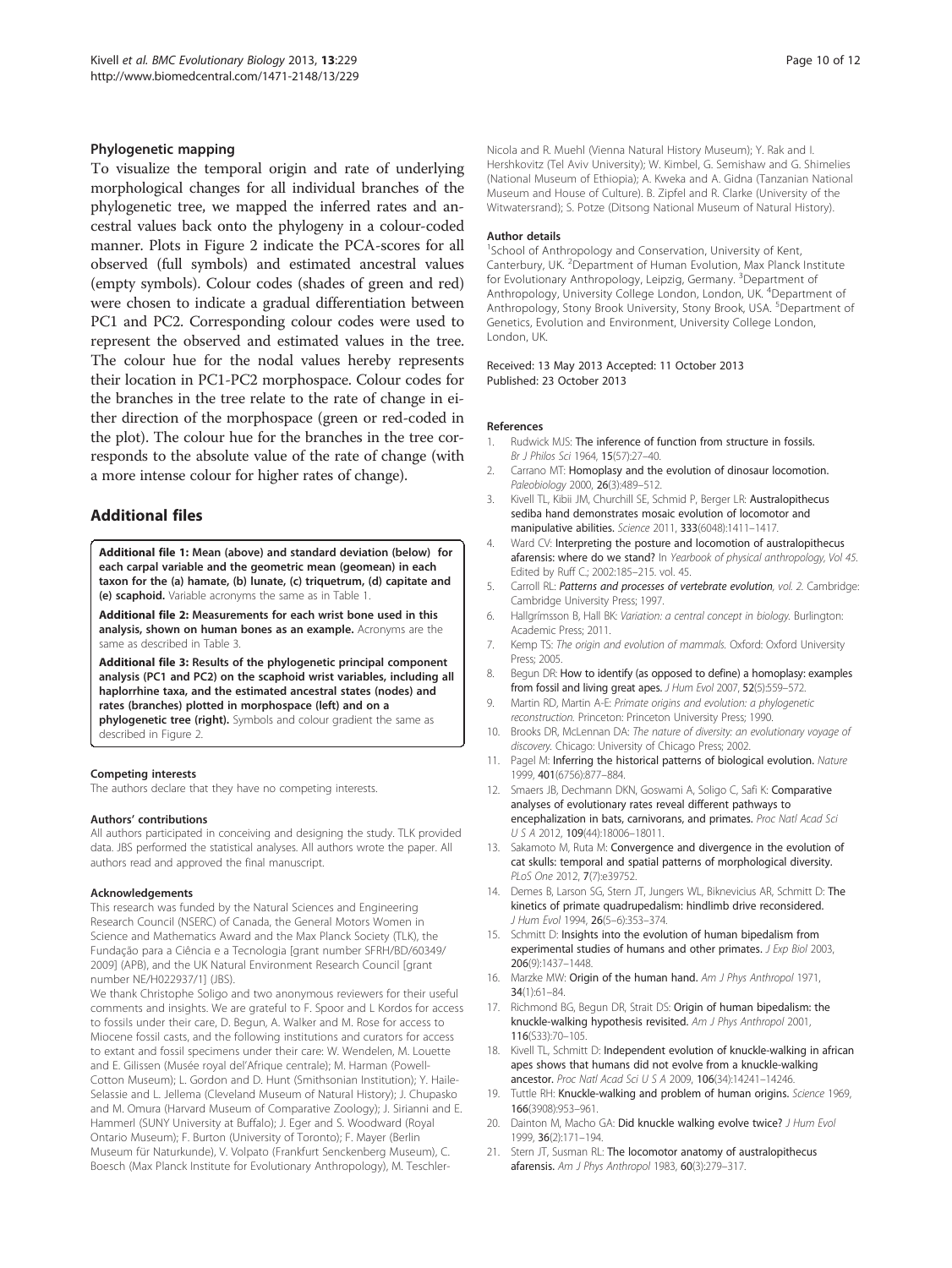### Phylogenetic mapping

To visualize the temporal origin and rate of underlying morphological changes for all individual branches of the phylogenetic tree, we mapped the inferred rates and ancestral values back onto the phylogeny in a colour-coded manner. Plots in Figure 2 indicate the PCA-scores for all observed (full symbols) and estimated ancestral values (empty symbols). Colour codes (shades of green and red) were chosen to indicate a gradual differentiation between PC1 and PC2. Corresponding colour codes were used to represent the observed and estimated values in the tree. The colour hue for the nodal values hereby represents their location in PC1-PC2 morphospace. Colour codes for the branches in the tree relate to the rate of change in either direction of the morphospace (green or red-coded in the plot). The colour hue for the branches in the tree corresponds to the absolute value of the rate of change (with a more intense colour for higher rates of change).

## Additional files

**Additional file 1: Mean (above) and standard deviation (below) for each carpal variable and the geometric mean (geomean) in each taxon for the (a) hamate, (b) lunate, (c) triquetrum, (d) capitate and (e) scaphoid.** Variable acronyms the same as in Table 1.

**Additional file 2: Measurements for each wrist bone used in this analysis, shown on human bones as an example.** Acronyms are the same as described in Table 3.

**Additional file 3: Results of the phylogenetic principal component analysis (PC1 and PC2) on the scaphoid wrist variables, including all haplorrhine taxa, and the estimated ancestral states (nodes) and rates (branches) plotted in morphospace (left) and on a phylogenetic tree (right).** Symbols and colour gradient the same as described in Figure 2.

#### Competing interests

The authors declare that they have no competing interests.

#### Authors' contributions

All authors participated in conceiving and designing the study. TLK provided data. JBS performed the statistical analyses. All authors wrote the paper. All authors read and approved the final manuscript.

#### Acknowledgements

This research was funded by the Natural Sciences and Engineering Research Council (NSERC) of Canada, the General Motors Women in Science and Mathematics Award and the Max Planck Society (TLK), the Fundação para a Ciência e a Tecnologia [grant number SFRH/BD/60349/2009] (APB), and the UK Natural Environment Research Council [grant number NE/H022937/1] (JBS).

We thank Christophe Soligo and two anonymous reviewers for their useful comments and insights. We are grateful to F. Spoor and L Kordos for access to fossils under their care, D. Begun, A. Walker and M. Rose for access to Miocene fossil casts, and the following institutions and curators for access to extant and fossil specimens under their care: W. Wendelen, M. Louette and E. Gilissen (Musée royal del'Afrique centrale); M. Harman (Powell-Cotton Museum); L. Gordon and D. Hunt (Smithsonian Institution); Y. Haile-Selassie and L. Jellema (Cleveland Museum of Natural History); J. Chupasko and M. Omura (Harvard Museum of Comparative Zoology); J. Sirianni and E. Hammerl (SUNY University at Buffalo); J. Eger and S. Woodward (Royal Ontario Museum); F. Burton (University of Toronto); F. Mayer (Berlin Museum für Naturkunde), V. Volpato (Frankfurt Senckenberg Museum), C. Boesch (Max Planck Institute for Evolutionary Anthropology), M. Teschler-Nicola and R. Muehl (Vienna Natural History Museum); Y. Rak and I. Hershkovitz (Tel Aviv University); W. Kimbel, G. Semishaw and G. Shimelies (National Museum of Ethiopia); A. Kweka and A. Gidna (Tanzanian National Museum and House of Culture). B. Zipfel and R. Clarke (University of the Witwatersrand); S. Potze (Ditsong National Museum of Natural History).

#### Author details

[1]School of Anthropology and Conservation, University of Kent, Canterbury, UK. [2]Department of Human Evolution, Max Planck Institute for Evolutionary Anthropology, Leipzig, Germany. [3]Department of Anthropology, University College London, London, UK. [4]Department of Anthropology, Stony Brook University, Stony Brook, USA. [5]Department of Genetics, Evolution and Environment, University College London, London, UK.

Received: 13 May 2013 Accepted: 11 October 2013
Published: 23 October 2013

#### References

1. Rudwick MJS: **The inference of function from structure in fossils.** *Br J Philos Sci* 1964, **15**(57):27–40.
2. Carrano MT: **Homoplasy and the evolution of dinosaur locomotion.** *Paleobiology* 2000, **26**(3):489–512.
3. Kivell TL, Kibii JM, Churchill SE, Schmid P, Berger LR: **Australopithecus sediba hand demonstrates mosaic evolution of locomotor and manipulative abilities.** *Science* 2011, **333**(6048):1411–1417.
4. Ward CV: **Interpreting the posture and locomotion of australopithecus afarensis: where do we stand?** In *Yearbook of physical anthropology, Vol 45.* Edited by Ruff C.; 2002:185–215. vol. 45.
5. Carroll RL: *Patterns and processes of vertebrate evolution, vol. 2.* Cambridge: Cambridge University Press; 1997.
6. Hallgrímsson B, Hall BK: *Variation: a central concept in biology.* Burlington: Academic Press; 2011.
7. Kemp TS: *The origin and evolution of mammals.* Oxford: Oxford University Press; 2005.
8. Begun DR: **How to identify (as opposed to define) a homoplasy: examples from fossil and living great apes.** *J Hum Evol* 2007, **52**(5):559–572.
9. Martin RD, Martin A-E: *Primate origins and evolution: a phylogenetic reconstruction.* Princeton: Princeton University Press; 1990.
10. Brooks DR, McLennan DA: *The nature of diversity: an evolutionary voyage of discovery.* Chicago: University of Chicago Press; 2002.
11. Pagel M: **Inferring the historical patterns of biological evolution.** *Nature* 1999, **401**(6756):877–884.
12. Smaers JB, Dechmann DKN, Goswami A, Soligo C, Safi K: **Comparative analyses of evolutionary rates reveal different pathways to encephalization in bats, carnivorans, and primates.** *Proc Natl Acad Sci U S A* 2012, **109**(44):18006–18011.
13. Sakamoto M, Ruta M: **Convergence and divergence in the evolution of cat skulls: temporal and spatial patterns of morphological diversity.** *PLoS One* 2012, **7**(7):e39752.
14. Demes B, Larson SG, Stern JT, Jungers WL, Biknevicius AR, Schmitt D: **The kinetics of primate quadrupedalism: hindlimb drive reconsidered.** *J Hum Evol* 1994, **26**(5–6):353–374.
15. Schmitt D: **Insights into the evolution of human bipedalism from experimental studies of humans and other primates.** *J Exp Biol* 2003, **206**(9):1437–1448.
16. Marzke MW: **Origin of the human hand.** *Am J Phys Anthropol* 1971, **34**(1):61–84.
17. Richmond BG, Begun DR, Strait DS: **Origin of human bipedalism: the knuckle-walking hypothesis revisited.** *Am J Phys Anthropol* 2001, **116**(S33):70–105.
18. Kivell TL, Schmitt D: **Independent evolution of knuckle-walking in african apes shows that humans did not evolve from a knuckle-walking ancestor.** *Proc Natl Acad Sci U S A* 2009, **106**(34):14241–14246.
19. Tuttle RH: **Knuckle-walking and problem of human origins.** *Science* 1969, **166**(3908):953–961.
20. Dainton M, Macho GA: **Did knuckle walking evolve twice?** *J Hum Evol* 1999, **36**(2):171–194.
21. Stern JT, Susman RL: **The locomotor anatomy of australopithecus afarensis.** *Am J Phys Anthropol* 1983, **60**(3):279–317.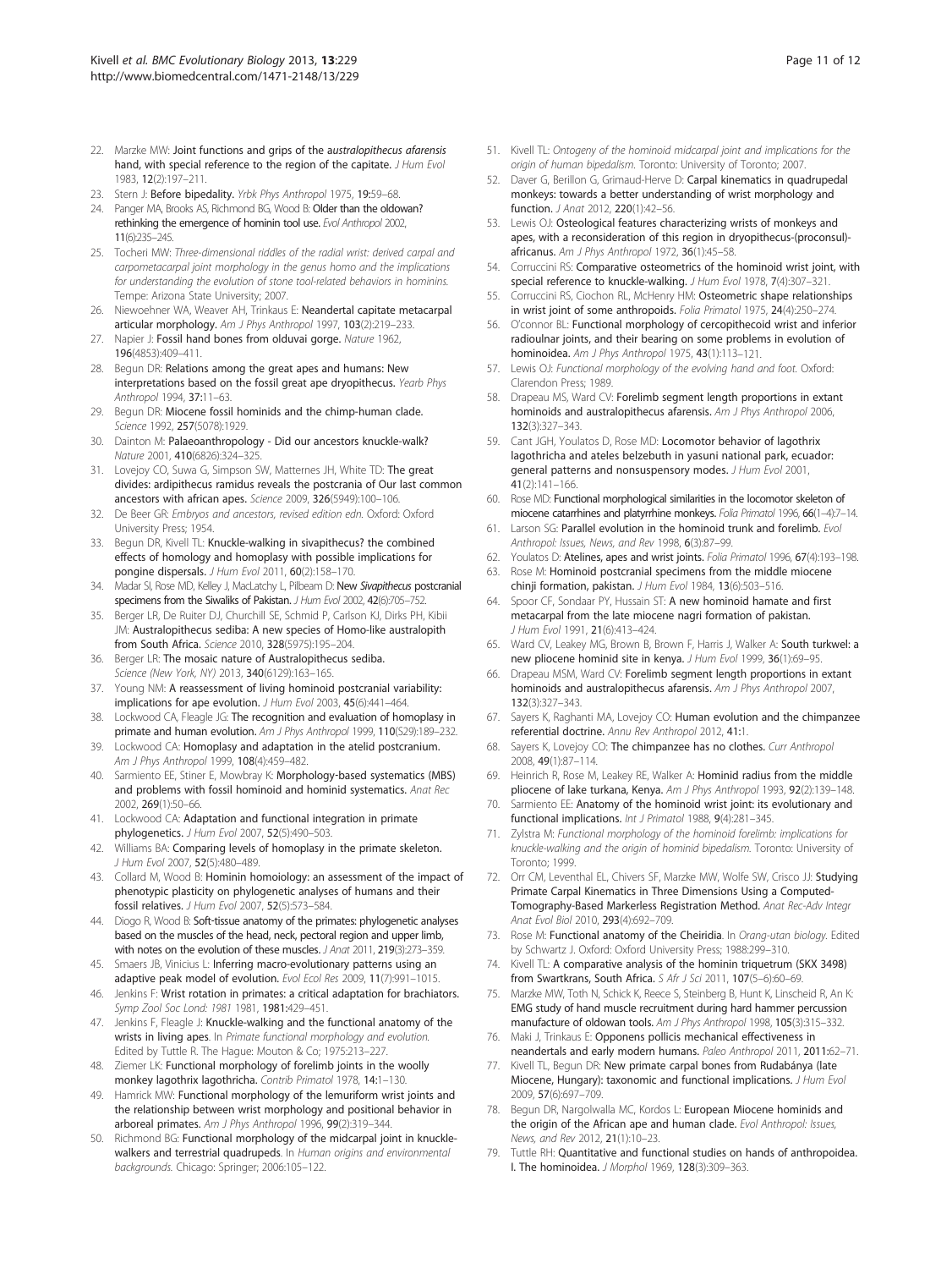22. Marzke MW: **Joint functions and grips of the australopithecus afarensis hand, with special reference to the region of the capitate.** *J Hum Evol* 1983, **12**(2):197–211.
23. Stern J: **Before bipedality.** *Yrbk Phys Anthropol* 1975, **19:**59–68.
24. Panger MA, Brooks AS, Richmond BG, Wood B: **Older than the oldowan? rethinking the emergence of hominin tool use.** *Evol Anthropol* 2002, **11**(6):235–245.
25. Tocheri MW: *Three-dimensional riddles of the radial wrist: derived carpal and carpometacarpal joint morphology in the genus homo and the implications for understanding the evolution of stone tool-related behaviors in hominins.* Tempe: Arizona State University; 2007.
26. Niewoehner WA, Weaver AH, Trinkaus E: **Neandertal capitate metacarpal articular morphology.** *Am J Phys Anthropol* 1997, **103**(2):219–233.
27. Napier J: **Fossil hand bones from olduvai gorge.** *Nature* 1962, **196**(4853):409–411.
28. Begun DR: **Relations among the great apes and humans: New interpretations based on the fossil great ape dryopithecus.** *Yearb Phys Anthropol* 1994, **37:**11–63.
29. Begun DR: **Miocene fossil hominids and the chimp-human clade.** *Science* 1992, **257**(5078):1929.
30. Dainton M: **Palaeoanthropology - Did our ancestors knuckle-walk?** *Nature* 2001, **410**(6826):324–325.
31. Lovejoy CO, Suwa G, Simpson SW, Matternes JH, White TD: **The great divides: ardipithecus ramidus reveals the postcrania of Our last common ancestors with african apes.** *Science* 2009, **326**(5949):100–106.
32. De Beer GR: *Embryos and ancestors, revised edition edn.* Oxford: Oxford University Press; 1954.
33. Begun DR, Kivell TL: **Knuckle-walking in sivapithecus? the combined effects of homology and homoplasy with possible implications for pongine dispersals.** *J Hum Evol* 2011, **60**(2):158–170.
34. Madar SI, Rose MD, Kelley J, MacLatchy L, Pilbeam D: **New *Sivapithecus* postcranial specimens from the Siwaliks of Pakistan.** *J Hum Evol* 2002, **42**(6):705–752.
35. Berger LR, De Ruiter DJ, Churchill SE, Schmid P, Carlson KJ, Dirks PH, Kibii JM: **Australopithecus sediba: A new species of Homo-like australopith from South Africa.** *Science* 2010, **328**(5975):195–204.
36. Berger LR: **The mosaic nature of Australopithecus sediba.** *Science (New York, NY)* 2013, **340**(6129):163–165.
37. Young NM: **A reassessment of living hominoid postcranial variability: implications for ape evolution.** *J Hum Evol* 2003, **45**(6):441–464.
38. Lockwood CA, Fleagle JG: **The recognition and evaluation of homoplasy in primate and human evolution.** *Am J Phys Anthropol* 1999, **110**(S29):189–232.
39. Lockwood CA: **Homoplasy and adaptation in the atelid postcranium.** *Am J Phys Anthropol* 1999, **108**(4):459–482.
40. Sarmiento EE, Stiner E, Mowbray K: **Morphology-based systematics (MBS) and problems with fossil hominoid and hominid systematics.** *Anat Rec* 2002, **269**(1):50–66.
41. Lockwood CA: **Adaptation and functional integration in primate phylogenetics.** *J Hum Evol* 2007, **52**(5):490–503.
42. Williams BA: **Comparing levels of homoplasy in the primate skeleton.** *J Hum Evol* 2007, **52**(5):480–489.
43. Collard M, Wood B: **Hominin homoiology: an assessment of the impact of phenotypic plasticity on phylogenetic analyses of humans and their fossil relatives.** *J Hum Evol* 2007, **52**(5):573–584.
44. Diogo R, Wood B: **Soft-tissue anatomy of the primates: phylogenetic analyses based on the muscles of the head, neck, pectoral region and upper limb, with notes on the evolution of these muscles.** *J Anat* 2011, **219**(3):273–359.
45. Smaers JB, Vinicius L: **Inferring macro-evolutionary patterns using an adaptive peak model of evolution.** *Evol Ecol Res* 2009, **11**(7):991–1015.
46. Jenkins F: **Wrist rotation in primates: a critical adaptation for brachiators.** *Symp Zool Soc Lond: 1981* 1981, **1981:**429–451.
47. Jenkins F, Fleagle J: **Knuckle-walking and the functional anatomy of the wrists in living apes.** In *Primate functional morphology and evolution.* Edited by Tuttle R. The Hague: Mouton & Co; 1975:213–227.
48. Ziemer LK: **Functional morphology of forelimb joints in the woolly monkey lagothrix lagothricha.** *Contrib Primatol* 1978, **14:**1–130.
49. Hamrick MW: **Functional morphology of the lemuriform wrist joints and the relationship between wrist morphology and positional behavior in arboreal primates.** *Am J Phys Anthropol* 1996, **99**(2):319–344.
50. Richmond BG: **Functional morphology of the midcarpal joint in knuckle-walkers and terrestrial quadrupeds.** In *Human origins and environmental backgrounds.* Chicago: Springer; 2006:105–122.
51. Kivell TL: *Ontogeny of the hominoid midcarpal joint and implications for the origin of human bipedalism.* Toronto: University of Toronto; 2007.
52. Daver G, Berillon G, Grimaud-Herve D: **Carpal kinematics in quadrupedal monkeys: towards a better understanding of wrist morphology and function.** *J Anat* 2012, **220**(1):42–56.
53. Lewis OJ: **Osteological features characterizing wrists of monkeys and apes, with a reconsideration of this region in dryopithecus-(proconsul)-africanus.** *Am J Phys Anthropol* 1972, **36**(1):45–58.
54. Corruccini RS: **Comparative osteometrics of the hominoid wrist joint, with special reference to knuckle-walking.** *J Hum Evol* 1978, **7**(4):307–321.
55. Corruccini RS, Ciochon RL, McHenry HM: **Osteometric shape relationships in wrist joint of some anthropoids.** *Folia Primatol* 1975, **24**(4):250–274.
56. O'connor BL: **Functional morphology of cercopithecoid wrist and inferior radioulnar joints, and their bearing on some problems in evolution of hominoidea.** *Am J Phys Anthropol* 1975, **43**(1):113–121.
57. Lewis OJ: *Functional morphology of the evolving hand and foot.* Oxford: Clarendon Press; 1989.
58. Drapeau MS, Ward CV: **Forelimb segment length proportions in extant hominoids and australopithecus afarensis.** *Am J Phys Anthropol* 2006, **132**(3):327–343.
59. Cant JGH, Youlatos D, Rose MD: **Locomotor behavior of lagothrix lagothricha and ateles belzebuth in yasuni national park, ecuador: general patterns and nonsuspensory modes.** *J Hum Evol* 2001, **41**(2):141–166.
60. Rose MD: **Functional morphological similarities in the locomotor skeleton of miocene catarrhines and platyrrhine monkeys.** *Folia Primatol* 1996, **66**(1–4):7–14.
61. Larson SG: **Parallel evolution in the hominoid trunk and forelimb.** *Evol Anthropol: Issues, News, and Rev* 1998, **6**(3):87–99.
62. Youlatos D: **Atelines, apes and wrist joints.** *Folia Primatol* 1996, **67**(4):193–198.
63. Rose M: **Hominoid postcranial specimens from the middle miocene chinji formation, pakistan.** *J Hum Evol* 1984, **13**(6):503–516.
64. Spoor CF, Sondaar PY, Hussain ST: **A new hominoid hamate and first metacarpal from the late miocene nagri formation of pakistan.** *J Hum Evol* 1991, **21**(6):413–424.
65. Ward CV, Leakey MG, Brown B, Brown F, Harris J, Walker A: **South turkwel: a new pliocene hominid site in kenya.** *J Hum Evol* 1999, **36**(1):69–95.
66. Drapeau MSM, Ward CV: **Forelimb segment length proportions in extant hominoids and australopithecus afarensis.** *Am J Phys Anthropol* 2007, **132**(3):327–343.
67. Sayers K, Raghanti MA, Lovejoy CO: **Human evolution and the chimpanzee referential doctrine.** *Annu Rev Anthropol* 2012, **41:**1.
68. Sayers K, Lovejoy CO: **The chimpanzee has no clothes.** *Curr Anthropol* 2008, **49**(1):87–114.
69. Heinrich R, Rose M, Leakey RE, Walker A: **Hominid radius from the middle pliocene of lake turkana, Kenya.** *Am J Phys Anthropol* 1993, **92**(2):139–148.
70. Sarmiento EE: **Anatomy of the hominoid wrist joint: its evolutionary and functional implications.** *Int J Primatol* 1988, **9**(4):281–345.
71. Zylstra M: *Functional morphology of the hominoid forelimb: implications for knuckle-walking and the origin of hominid bipedalism.* Toronto: University of Toronto; 1999.
72. Orr CM, Leventhal EL, Chivers SF, Marzke MW, Wolfe SW, Crisco JJ: **Studying Primate Carpal Kinematics in Three Dimensions Using a Computed-Tomography-Based Markerless Registration Method.** *Anat Rec-Adv Integr Anat Evol Biol* 2010, **293**(4):692–709.
73. Rose M: **Functional anatomy of the Cheiridia.** In *Orang-utan biology.* Edited by Schwartz J. Oxford: Oxford University Press; 1988:299–310.
74. Kivell TL: **A comparative analysis of the hominin triquetrum (SKX 3498) from Swartkrans, South Africa.** *S Afr J Sci* 2011, **107**(5–6):60–69.
75. Marzke MW, Toth N, Schick K, Reece S, Steinberg B, Hunt K, Linscheid R, An K: **EMG study of hand muscle recruitment during hard hammer percussion manufacture of oldowan tools.** *Am J Phys Anthropol* 1998, **105**(3):315–332.
76. Maki J, Trinkaus E: **Opponens pollicis mechanical effectiveness in neandertals and early modern humans.** *Paleo Anthropol* 2011, **2011:**62–71.
77. Kivell TL, Begun DR: **New primate carpal bones from Rudabánya (late Miocene, Hungary): taxonomic and functional implications.** *J Hum Evol* 2009, **57**(6):697–709.
78. Begun DR, Nargolwalla MC, Kordos L: **European Miocene hominids and the origin of the African ape and human clade.** *Evol Anthropol: Issues, News, and Rev* 2012, **21**(1):10–23.
79. Tuttle RH: **Quantitative and functional studies on hands of anthropoidea. I. The hominoidea.** *J Morphol* 1969, **128**(3):309–363.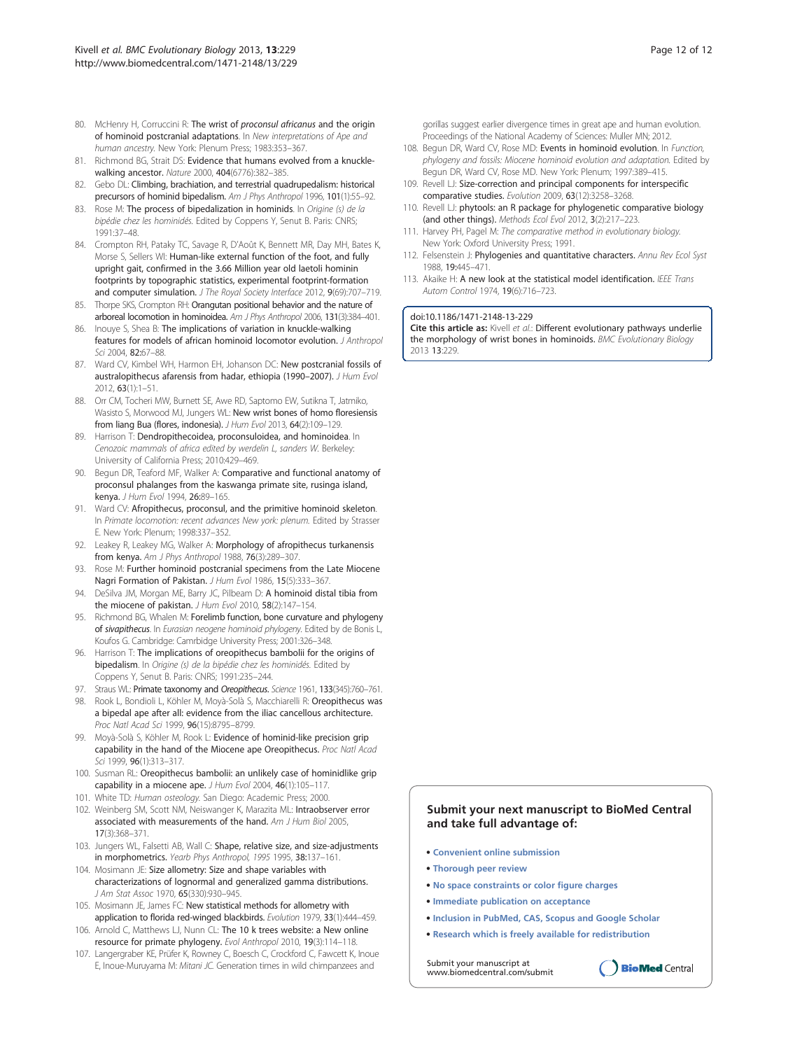80. McHenry H, Corruccini R: **The wrist of *proconsul africanus* and the origin of hominoid postcranial adaptations**. In *New interpretations of Ape and human ancestry*. New York: Plenum Press; 1983:353–367.
81. Richmond BG, Strait DS: **Evidence that humans evolved from a knuckle-walking ancestor.** *Nature* 2000, **404**(6776):382–385.
82. Gebo DL: **Climbing, brachiation, and terrestrial quadrupedalism: historical precursors of hominid bipedalism.** *Am J Phys Anthropol* 1996, **101**(1):55–92.
83. Rose M: **The process of bipedalization in hominids**. In *Origine (s) de la bipédie chez les hominidés*. Edited by Coppens Y, Senut B. Paris: CNRS; 1991:37–48.
84. Crompton RH, Pataky TC, Savage R, D'Août K, Bennett MR, Day MH, Bates K, Morse S, Sellers WI: **Human-like external function of the foot, and fully upright gait, confirmed in the 3.66 Million year old laetoli hominin footprints by topographic statistics, experimental footprint-formation and computer simulation.** *J The Royal Society Interface* 2012, **9**(69):707–719.
85. Thorpe SKS, Crompton RH: **Orangutan positional behavior and the nature of arboreal locomotion in hominoidea.** *Am J Phys Anthropol* 2006, **131**(3):384–401.
86. Inouye S, Shea B: **The implications of variation in knuckle-walking features for models of african hominoid locomotor evolution.** *J Anthropol Sci* 2004, **82**:67–88.
87. Ward CV, Kimbel WH, Harmon EH, Johanson DC: **New postcranial fossils of australopithecus afarensis from hadar, ethiopia (1990–2007).** *J Hum Evol* 2012, **63**(1):1–51.
88. Orr CM, Tocheri MW, Burnett SE, Awe RD, Saptomo EW, Sutikna T, Jatmiko, Wasisto S, Morwood MJ, Jungers WL: **New wrist bones of homo floresiensis from liang Bua (flores, indonesia).** *J Hum Evol* 2013, **64**(2):109–129.
89. Harrison T: **Dendropithecoidea, proconsuloidea, and hominoidea**. In *Cenozoic mammals of africa edited by werdelin L, sanders W*. Berkeley: University of California Press; 2010:429–469.
90. Begun DR, Teaford MF, Walker A: **Comparative and functional anatomy of proconsul phalanges from the kaswanga primate site, rusinga island, kenya.** *J Hum Evol* 1994, **26**:89–165.
91. Ward CV: **Afropithecus, proconsul, and the primitive hominoid skeleton**. In *Primate locomotion: recent advances New york: plenum*. Edited by Strasser E. New York: Plenum; 1998:337–352.
92. Leakey R, Leakey MG, Walker A: **Morphology of afropithecus turkanensis from kenya.** *Am J Phys Anthropol* 1988, **76**(3):289–307.
93. Rose M: **Further hominoid postcranial specimens from the Late Miocene Nagri Formation of Pakistan.** *J Hum Evol* 1986, **15**(5):333–367.
94. DeSilva JM, Morgan ME, Barry JC, Pilbeam D: **A hominoid distal tibia from the miocene of pakistan.** *J Hum Evol* 2010, **58**(2):147–154.
95. Richmond BG, Whalen M: **Forelimb function, bone curvature and phylogeny of *sivapithecus***. In *Eurasian neogene hominoid phylogeny*. Edited by de Bonis L, Koufos G. Cambridge: Camrbidge University Press; 2001:326–348.
96. Harrison T: **The implications of oreopithecus bambolii for the origins of bipedalism**. In *Origine (s) de la bipédie chez les hominidés*. Edited by Coppens Y, Senut B. Paris: CNRS; 1991:235–244.
97. Straus WL: **Primate taxonomy and *Oreopithecus*.** *Science* 1961, **133**(345):760–761.
98. Rook L, Bondioli L, Köhler M, Moyà-Solà S, Macchiarelli R: **Oreopithecus was a bipedal ape after all: evidence from the iliac cancellous architecture.** *Proc Natl Acad Sci* 1999, **96**(15):8795–8799.
99. Moyà-Solà S, Köhler M, Rook L: **Evidence of hominid-like precision grip capability in the hand of the Miocene ape Oreopithecus.** *Proc Natl Acad Sci* 1999, **96**(1):313–317.
100. Susman RL: **Oreopithecus bambolii: an unlikely case of hominidlike grip capability in a miocene ape.** *J Hum Evol* 2004, **46**(1):105–117.
101. White TD: *Human osteology*. San Diego: Academic Press; 2000.
102. Weinberg SM, Scott NM, Neiswanger K, Marazita ML: **Intraobserver error associated with measurements of the hand.** *Am J Hum Biol* 2005, **17**(3):368–371.
103. Jungers WL, Falsetti AB, Wall C: **Shape, relative size, and size-adjustments in morphometrics.** *Yearb Phys Anthropol, 1995* 1995, **38**:137–161.
104. Mosimann JE: **Size allometry: Size and shape variables with characterizations of lognormal and generalized gamma distributions.** *J Am Stat Assoc* 1970, **65**(330):930–945.
105. Mosimann JE, James FC: **New statistical methods for allometry with application to florida red-winged blackbirds.** *Evolution* 1979, **33**(1):444–459.
106. Arnold C, Matthews LJ, Nunn CL: **The 10 k trees website: a New online resource for primate phylogeny.** *Evol Anthropol* 2010, **19**(3):114–118.
107. Langergraber KE, Prüfer K, Rowney C, Boesch C, Crockford C, Fawcett K, Inoue E, Inoue-Muruyama M: *Mitani JC*. Generation times in wild chimpanzees and gorillas suggest earlier divergence times in great ape and human evolution. Proceedings of the National Academy of Sciences: Muller MN; 2012.
108. Begun DR, Ward CV, Rose MD: **Events in hominoid evolution**. In *Function, phylogeny and fossils: Miocene hominoid evolution and adaptation*. Edited by Begun DR, Ward CV, Rose MD. New York: Plenum; 1997:389–415.
109. Revell LJ: **Size-correction and principal components for interspecific comparative studies.** *Evolution* 2009, **63**(12):3258–3268.
110. Revell LJ: **phytools: an R package for phylogenetic comparative biology (and other things).** *Methods Ecol Evol* 2012, **3**(2):217–223.
111. Harvey PH, Pagel M: *The comparative method in evolutionary biology*. New York: Oxford University Press; 1991.
112. Felsenstein J: **Phylogenies and quantitative characters.** *Annu Rev Ecol Syst* 1988, **19**:445–471.
113. Akaike H: **A new look at the statistical model identification.** *IEEE Trans Autom Control* 1974, **19**(6):716–723.

doi:10.1186/1471-2148-13-229

**Cite this article as:** Kivell *et al.*: Different evolutionary pathways underlie the morphology of wrist bones in hominoids. *BMC Evolutionary Biology* 2013 **13**:229.

**Submit your next manuscript to BioMed Central and take full advantage of:**

- **Convenient online submission**
- **Thorough peer review**
- **No space constraints or color figure charges**
- **Immediate publication on acceptance**
- **Inclusion in PubMed, CAS, Scopus and Google Scholar**
- **Research which is freely available for redistribution**

Submit your manuscript at www.biomedcentral.com/submit

BioMed Central